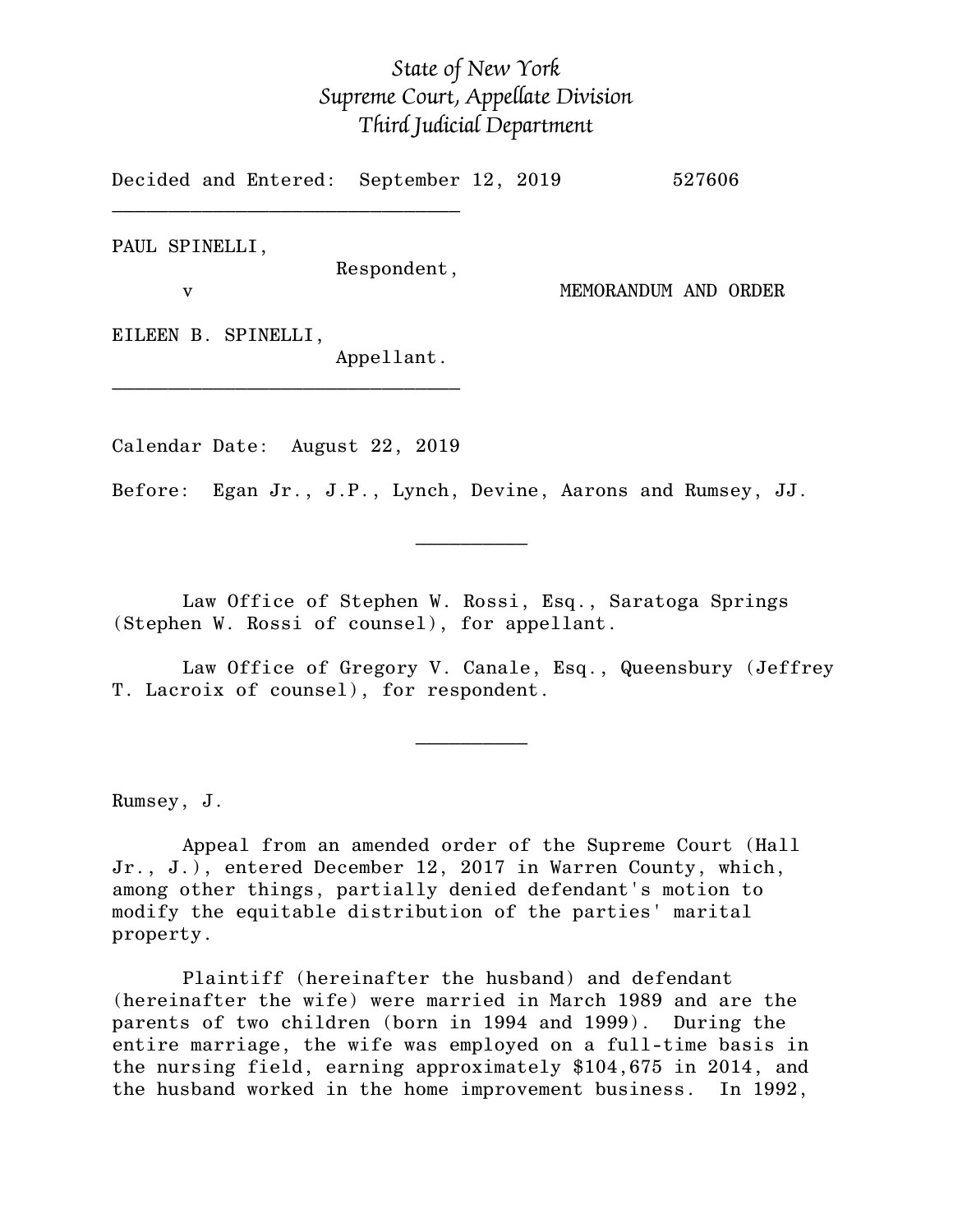*State of New York*
*Supreme Court, Appellate Division*
*Third Judicial Department*

Decided and Entered: September 12, 2019 527606

---

PAUL SPINELLI,
Respondent,

v

MEMORANDUM AND ORDER

EILEEN B. SPINELLI,
Appellant.

---

Calendar Date: August 22, 2019

Before: Egan Jr., J.P., Lynch, Devine, Aarons and Rumsey, JJ.

---

Law Office of Stephen W. Rossi, Esq., Saratoga Springs (Stephen W. Rossi of counsel), for appellant.

Law Office of Gregory V. Canale, Esq., Queensbury (Jeffrey T. Lacroix of counsel), for respondent.

---

Rumsey, J.

Appeal from an amended order of the Supreme Court (Hall Jr., J.), entered December 12, 2017 in Warren County, which, among other things, partially denied defendant's motion to modify the equitable distribution of the parties' marital property.

Plaintiff (hereinafter the husband) and defendant (hereinafter the wife) were married in March 1989 and are the parents of two children (born in 1994 and 1999). During the entire marriage, the wife was employed on a full-time basis in the nursing field, earning approximately $104,675 in 2014, and the husband worked in the home improvement business. In 1992,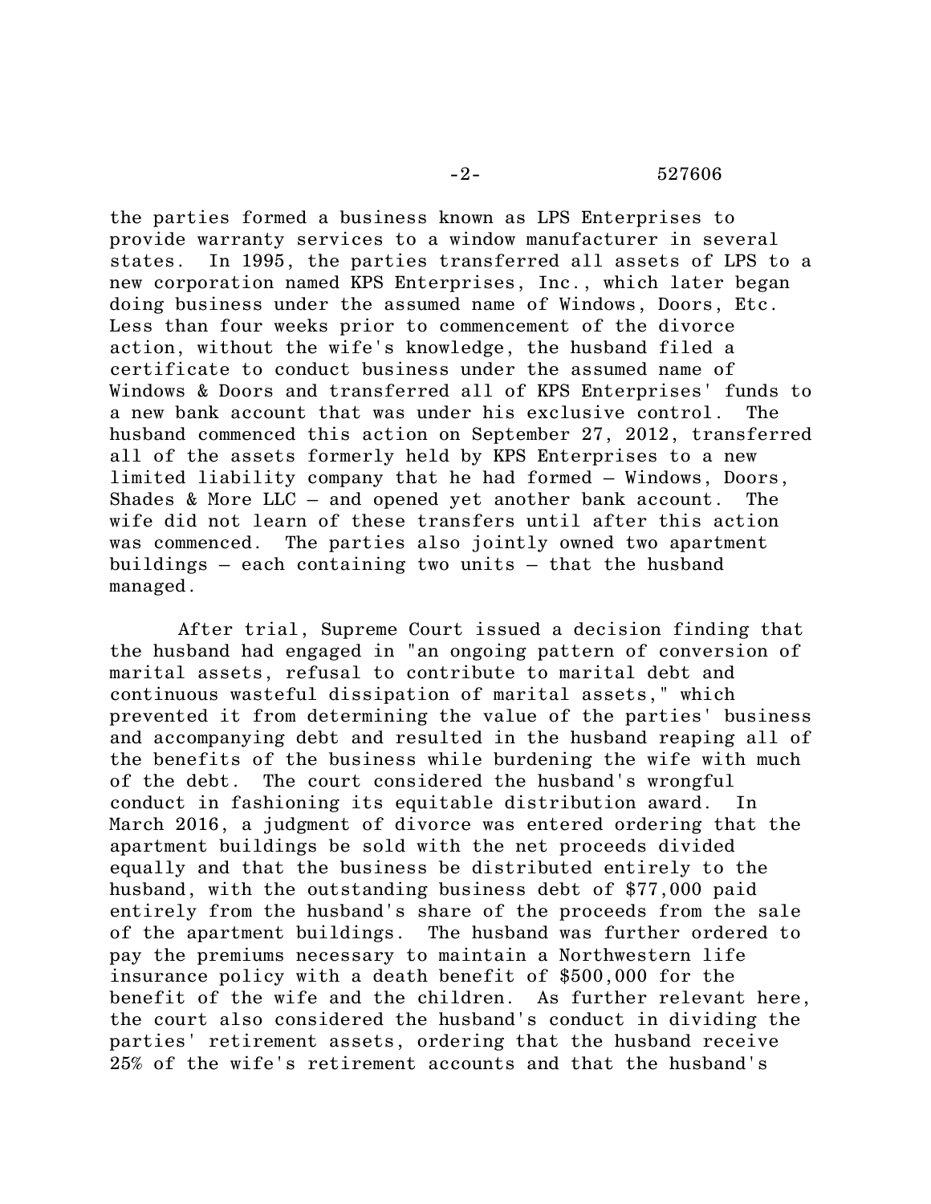the parties formed a business known as LPS Enterprises to provide warranty services to a window manufacturer in several states. In 1995, the parties transferred all assets of LPS to a new corporation named KPS Enterprises, Inc., which later began doing business under the assumed name of Windows, Doors, Etc. Less than four weeks prior to commencement of the divorce action, without the wife's knowledge, the husband filed a certificate to conduct business under the assumed name of Windows & Doors and transferred all of KPS Enterprises' funds to a new bank account that was under his exclusive control. The husband commenced this action on September 27, 2012, transferred all of the assets formerly held by KPS Enterprises to a new limited liability company that he had formed – Windows, Doors, Shades & More LLC – and opened yet another bank account. The wife did not learn of these transfers until after this action was commenced. The parties also jointly owned two apartment buildings – each containing two units – that the husband managed.

After trial, Supreme Court issued a decision finding that the husband had engaged in "an ongoing pattern of conversion of marital assets, refusal to contribute to marital debt and continuous wasteful dissipation of marital assets," which prevented it from determining the value of the parties' business and accompanying debt and resulted in the husband reaping all of the benefits of the business while burdening the wife with much of the debt. The court considered the husband's wrongful conduct in fashioning its equitable distribution award. In March 2016, a judgment of divorce was entered ordering that the apartment buildings be sold with the net proceeds divided equally and that the business be distributed entirely to the husband, with the outstanding business debt of $77,000 paid entirely from the husband's share of the proceeds from the sale of the apartment buildings. The husband was further ordered to pay the premiums necessary to maintain a Northwestern life insurance policy with a death benefit of $500,000 for the benefit of the wife and the children. As further relevant here, the court also considered the husband's conduct in dividing the parties' retirement assets, ordering that the husband receive 25% of the wife's retirement accounts and that the husband's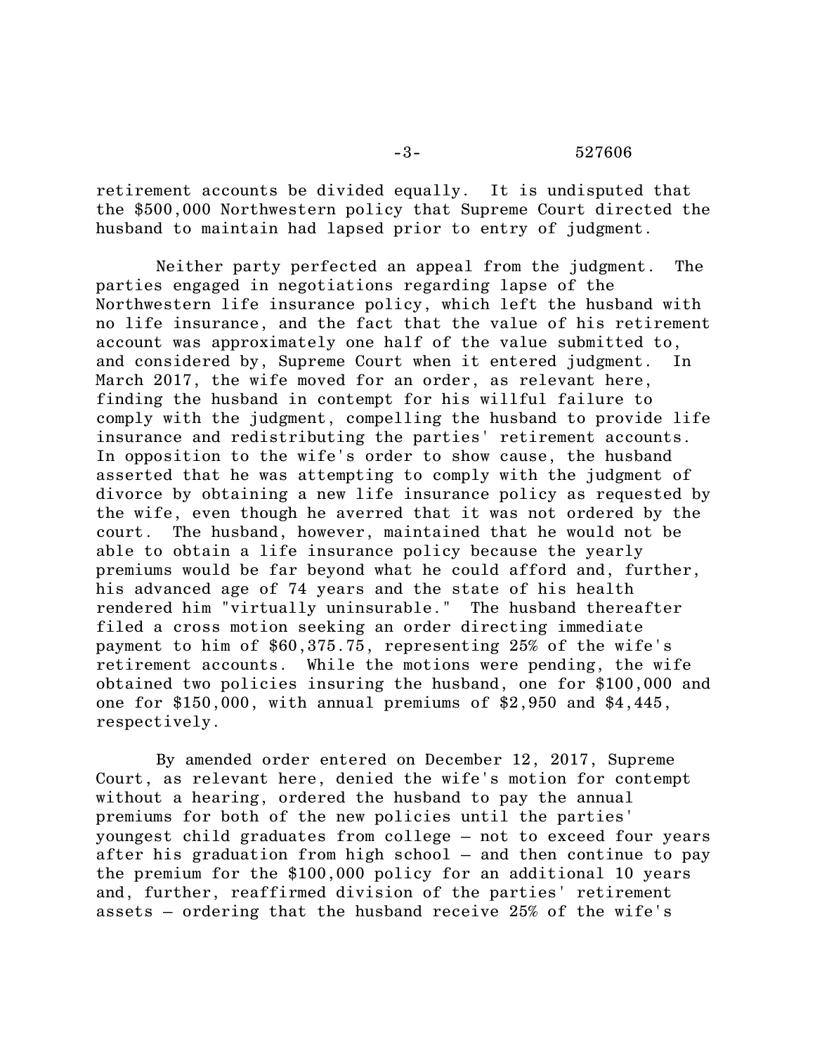retirement accounts be divided equally. It is undisputed that the $500,000 Northwestern policy that Supreme Court directed the husband to maintain had lapsed prior to entry of judgment.

Neither party perfected an appeal from the judgment. The parties engaged in negotiations regarding lapse of the Northwestern life insurance policy, which left the husband with no life insurance, and the fact that the value of his retirement account was approximately one half of the value submitted to, and considered by, Supreme Court when it entered judgment. In March 2017, the wife moved for an order, as relevant here, finding the husband in contempt for his willful failure to comply with the judgment, compelling the husband to provide life insurance and redistributing the parties' retirement accounts. In opposition to the wife's order to show cause, the husband asserted that he was attempting to comply with the judgment of divorce by obtaining a new life insurance policy as requested by the wife, even though he averred that it was not ordered by the court. The husband, however, maintained that he would not be able to obtain a life insurance policy because the yearly premiums would be far beyond what he could afford and, further, his advanced age of 74 years and the state of his health rendered him "virtually uninsurable." The husband thereafter filed a cross motion seeking an order directing immediate payment to him of $60,375.75, representing 25% of the wife's retirement accounts. While the motions were pending, the wife obtained two policies insuring the husband, one for $100,000 and one for $150,000, with annual premiums of $2,950 and $4,445, respectively.

By amended order entered on December 12, 2017, Supreme Court, as relevant here, denied the wife's motion for contempt without a hearing, ordered the husband to pay the annual premiums for both of the new policies until the parties' youngest child graduates from college – not to exceed four years after his graduation from high school – and then continue to pay the premium for the $100,000 policy for an additional 10 years and, further, reaffirmed division of the parties' retirement assets – ordering that the husband receive 25% of the wife's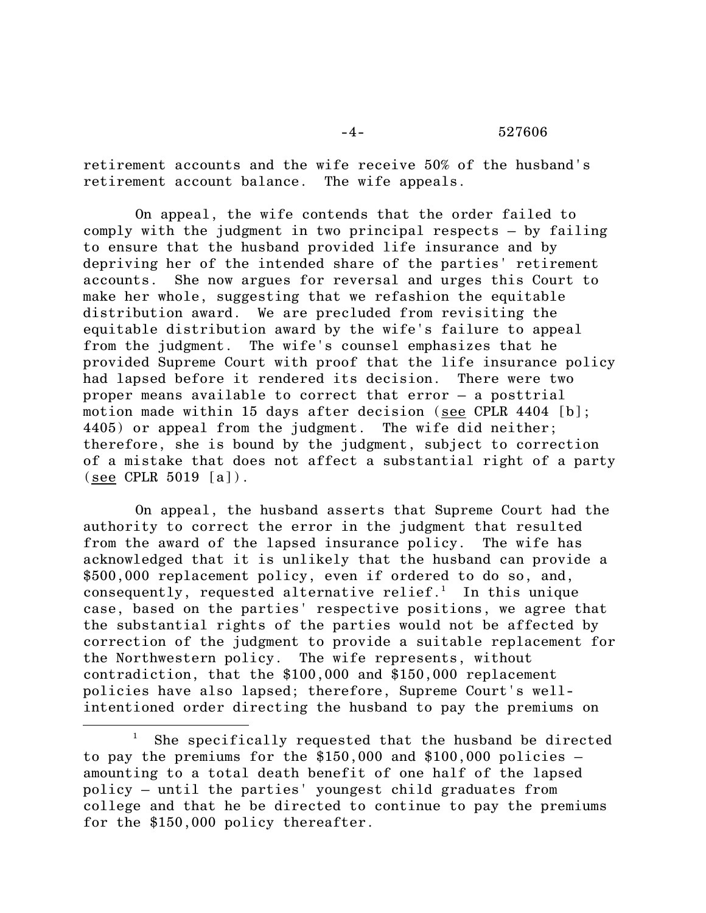retirement accounts and the wife receive 50% of the husband's retirement account balance. The wife appeals.

On appeal, the wife contends that the order failed to comply with the judgment in two principal respects – by failing to ensure that the husband provided life insurance and by depriving her of the intended share of the parties' retirement accounts. She now argues for reversal and urges this Court to make her whole, suggesting that we refashion the equitable distribution award. We are precluded from revisiting the equitable distribution award by the wife's failure to appeal from the judgment. The wife's counsel emphasizes that he provided Supreme Court with proof that the life insurance policy had lapsed before it rendered its decision. There were two proper means available to correct that error – a posttrial motion made within 15 days after decision (see CPLR 4404 [b]; 4405) or appeal from the judgment. The wife did neither; therefore, she is bound by the judgment, subject to correction of a mistake that does not affect a substantial right of a party (see CPLR 5019 [a]).

On appeal, the husband asserts that Supreme Court had the authority to correct the error in the judgment that resulted from the award of the lapsed insurance policy. The wife has acknowledged that it is unlikely that the husband can provide a $500,000 replacement policy, even if ordered to do so, and, consequently, requested alternative relief.[1] In this unique case, based on the parties' respective positions, we agree that the substantial rights of the parties would not be affected by correction of the judgment to provide a suitable replacement for the Northwestern policy. The wife represents, without contradiction, that the $100,000 and $150,000 replacement policies have also lapsed; therefore, Supreme Court's well-intentioned order directing the husband to pay the premiums on

---

[1] She specifically requested that the husband be directed to pay the premiums for the $150,000 and $100,000 policies – amounting to a total death benefit of one half of the lapsed policy – until the parties' youngest child graduates from college and that he be directed to continue to pay the premiums for the $150,000 policy thereafter.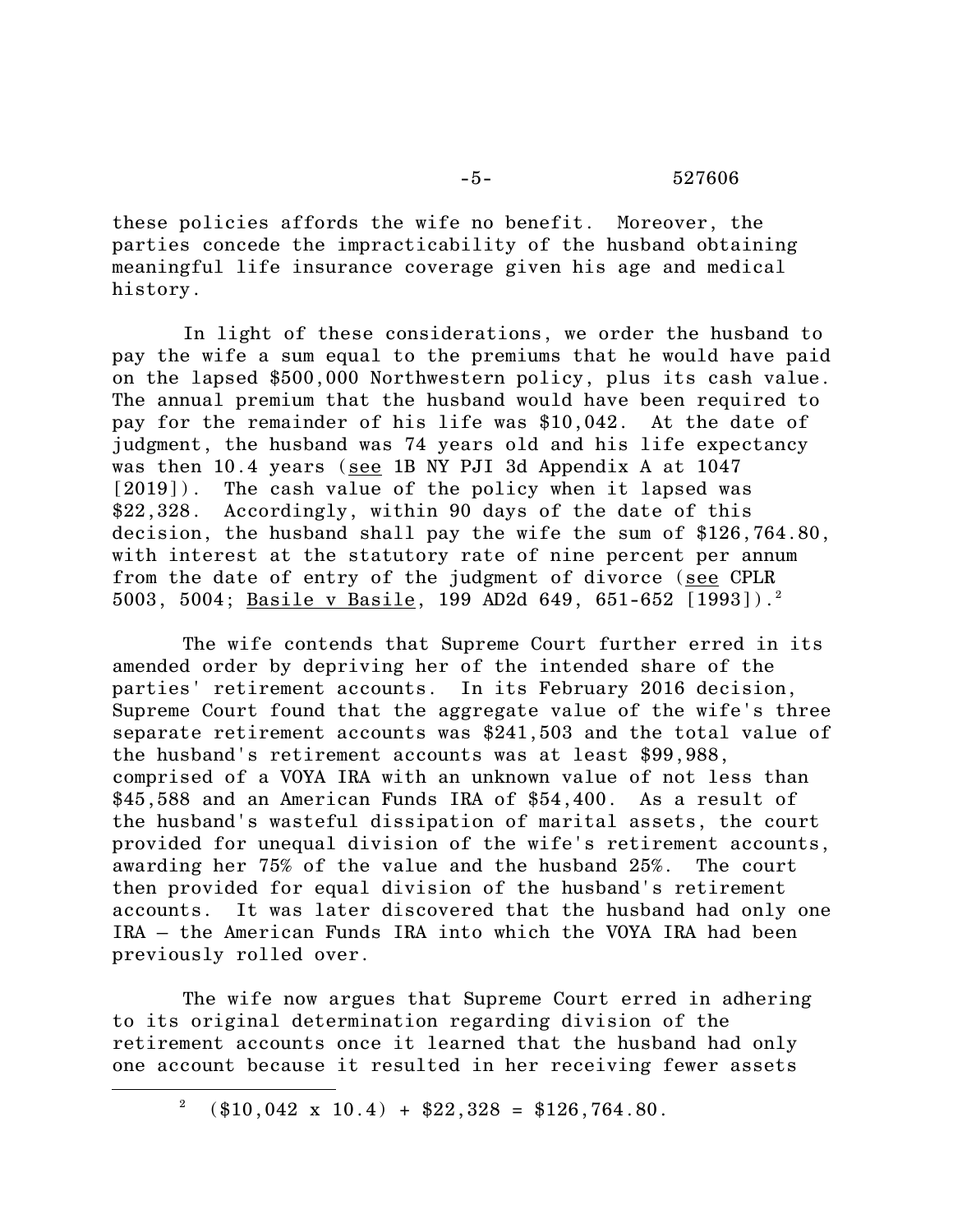these policies affords the wife no benefit. Moreover, the parties concede the impracticability of the husband obtaining meaningful life insurance coverage given his age and medical history.

In light of these considerations, we order the husband to pay the wife a sum equal to the premiums that he would have paid on the lapsed $500,000 Northwestern policy, plus its cash value. The annual premium that the husband would have been required to pay for the remainder of his life was $10,042. At the date of judgment, the husband was 74 years old and his life expectancy was then 10.4 years (<u>see</u> 1B NY PJI 3d Appendix A at 1047 [2019]). The cash value of the policy when it lapsed was $22,328. Accordingly, within 90 days of the date of this decision, the husband shall pay the wife the sum of $126,764.80, with interest at the statutory rate of nine percent per annum from the date of entry of the judgment of divorce (<u>see</u> CPLR 5003, 5004; <u>Basile v Basile</u>, 199 AD2d 649, 651-652 [1993]).[2]

The wife contends that Supreme Court further erred in its amended order by depriving her of the intended share of the parties' retirement accounts. In its February 2016 decision, Supreme Court found that the aggregate value of the wife's three separate retirement accounts was $241,503 and the total value of the husband's retirement accounts was at least $99,988, comprised of a VOYA IRA with an unknown value of not less than $45,588 and an American Funds IRA of $54,400. As a result of the husband's wasteful dissipation of marital assets, the court provided for unequal division of the wife's retirement accounts, awarding her 75% of the value and the husband 25%. The court then provided for equal division of the husband's retirement accounts. It was later discovered that the husband had only one IRA – the American Funds IRA into which the VOYA IRA had been previously rolled over.

The wife now argues that Supreme Court erred in adhering to its original determination regarding division of the retirement accounts once it learned that the husband had only one account because it resulted in her receiving fewer assets

---

[2] ($10,042 x 10.4) + $22,328 = $126,764.80.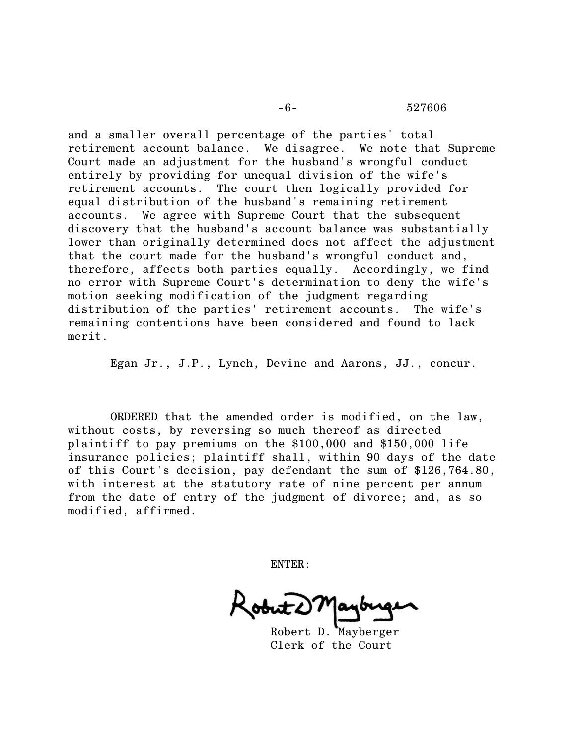and a smaller overall percentage of the parties' total retirement account balance. We disagree. We note that Supreme Court made an adjustment for the husband's wrongful conduct entirely by providing for unequal division of the wife's retirement accounts. The court then logically provided for equal distribution of the husband's remaining retirement accounts. We agree with Supreme Court that the subsequent discovery that the husband's account balance was substantially lower than originally determined does not affect the adjustment that the court made for the husband's wrongful conduct and, therefore, affects both parties equally. Accordingly, we find no error with Supreme Court's determination to deny the wife's motion seeking modification of the judgment regarding distribution of the parties' retirement accounts. The wife's remaining contentions have been considered and found to lack merit.

Egan Jr., J.P., Lynch, Devine and Aarons, JJ., concur.

ORDERED that the amended order is modified, on the law, without costs, by reversing so much thereof as directed plaintiff to pay premiums on the $100,000 and $150,000 life insurance policies; plaintiff shall, within 90 days of the date of this Court's decision, pay defendant the sum of $126,764.80, with interest at the statutory rate of nine percent per annum from the date of entry of the judgment of divorce; and, as so modified, affirmed.

ENTER:

Robert D. Mayberger
Clerk of the Court